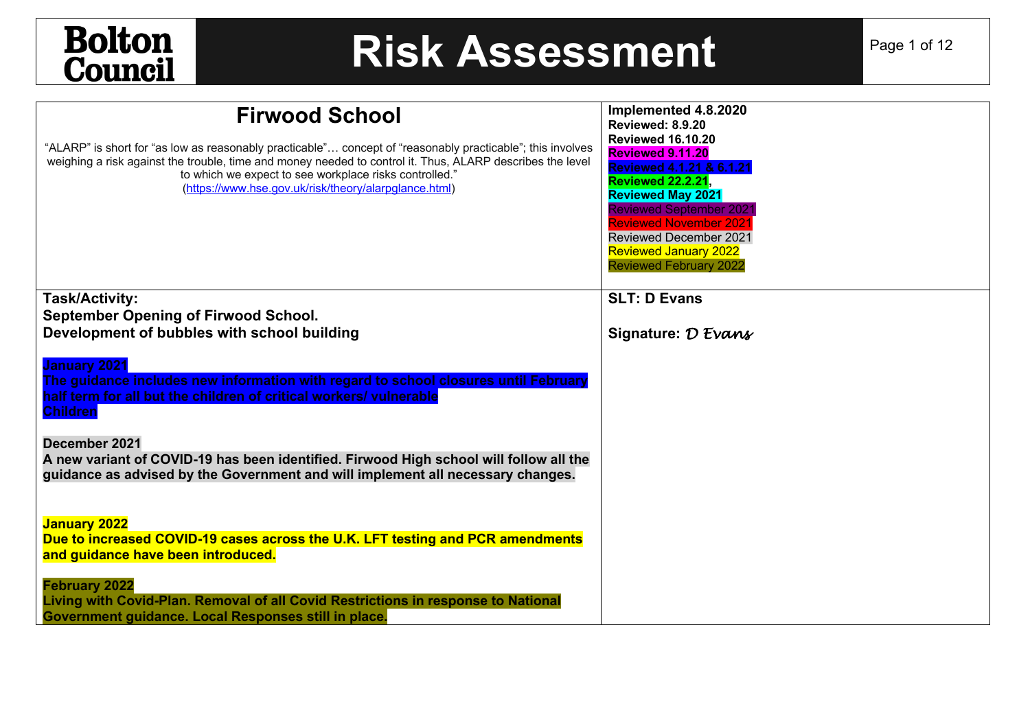**Bolton Council**

# Risk Assessment

| **Firwood School**<br><br>"ALARP" is short for "as low as reasonably practicable"… concept of "reasonably practicable"; this involves weighing a risk against the trouble, time and money needed to control it. Thus, ALARP describes the level to which we expect to see workplace risks controlled."<br>(https://www.hse.gov.uk/risk/theory/alarpglance.html) | **Implemented 4.8.2020**<br>**Reviewed: 8.9.20**<br>**Reviewed 16.10.20**<br>**Reviewed 9.11.20**<br>**Reviewed 4.1.21 & 6.1.21**<br>**Reviewed 22.2.21**,<br>**Reviewed May 2021**<br>Reviewed September 2021<br>Reviewed November 2021<br>Reviewed December 2021<br>Reviewed January 2022<br>Reviewed February 2022 |
|---|---|
| **Task/Activity:**<br>**September Opening of Firwood School.**<br>**Development of bubbles with school building**<br><br>**January 2021**<br>**The guidance includes new information with regard to school closures until February half term for all but the children of critical workers/ vulnerable Children**<br><br>**December 2021**<br>**A new variant of COVID-19 has been identified. Firwood High school will follow all the guidance as advised by the Government and will implement all necessary changes.**<br><br>**January 2022**<br>**Due to increased COVID-19 cases across the U.K. LFT testing and PCR amendments and guidance have been introduced.**<br><br>**February 2022**<br>**Living with Covid-Plan. Removal of all Covid Restrictions in response to National Government guidance. Local Responses still in place.** | **SLT: D Evans**<br><br>**Signature:** *D Evans* |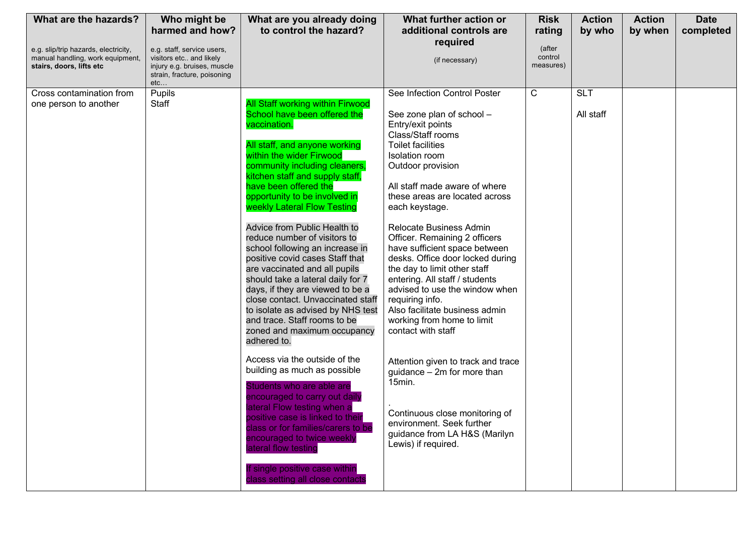| What are the hazards?<br><br>e.g. slip/trip hazards, electricity, manual handling, work equipment, **stairs, doors, lifts etc** | Who might be harmed and how?<br><br>e.g. staff, service users, visitors etc.. and likely injury e.g. bruises, muscle strain, fracture, poisoning etc… | What are you already doing to control the hazard? | What further action or additional controls are required<br><br>(if necessary) | Risk rating<br><br>(after control measures) | Action by who | Action by when | Date completed |
|---|---|---|---|---|---|---|---|
| Cross contamination from one person to another | Pupils<br>Staff | All Staff working within Firwood School have been offered the vaccination.<br><br>All staff, and anyone working within the wider Firwood community including cleaners, kitchen staff and supply staff, have been offered the opportunity to be involved in weekly Lateral Flow Testing<br><br>Advice from Public Health to reduce number of visitors to school following an increase in positive covid cases Staff that are vaccinated and all pupils should take a lateral daily for 7 days, if they are viewed to be a close contact. Unvaccinated staff to isolate as advised by NHS test and trace. Staff rooms to be zoned and maximum occupancy adhered to.<br><br>Access via the outside of the building as much as possible<br><br>Students who are able are encouraged to carry out daily lateral Flow testing when a positive case is linked to their class or for families/carers to be encouraged to twice weekly lateral flow testing<br><br>If single positive case within class setting all close contacts | See Infection Control Poster<br><br>See zone plan of school –<br>Entry/exit points<br>Class/Staff rooms<br>Toilet facilities<br>Isolation room<br>Outdoor provision<br><br>All staff made aware of where these areas are located across each keystage.<br><br>Relocate Business Admin Officer. Remaining 2 officers have sufficient space between desks. Office door locked during the day to limit other staff entering. All staff / students advised to use the window when requiring info.<br>Also facilitate business admin working from home to limit contact with staff<br><br>Attention given to track and trace guidance – 2m for more than 15min.<br><br>.<br>Continuous close monitoring of environment. Seek further guidance from LA H&S (Marilyn Lewis) if required. | C | SLT<br><br>All staff | | |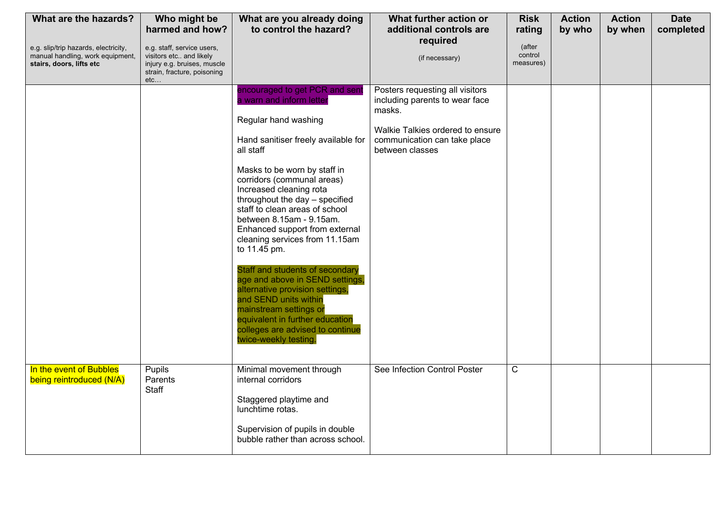| What are the hazards?<br><br>e.g. slip/trip hazards, electricity, manual handling, work equipment, **stairs, doors, lifts etc** | Who might be harmed and how?<br><br>e.g. staff, service users, visitors etc.. and likely injury e.g. bruises, muscle strain, fracture, poisoning etc… | What are you already doing to control the hazard? | What further action or additional controls are required<br><br>(if necessary) | Risk rating<br><br>(after control measures) | Action by who | Action by when | Date completed |
|---|---|---|---|---|---|---|---|
| | | encouraged to get PCR and sent a warn and inform letter<br><br>Regular hand washing<br><br>Hand sanitiser freely available for all staff<br><br>Masks to be worn by staff in corridors (communal areas)<br>Increased cleaning rota throughout the day – specified staff to clean areas of school between 8.15am - 9.15am.<br>Enhanced support from external cleaning services from 11.15am to 11.45 pm.<br><br>Staff and students of secondary age and above in SEND settings, alternative provision settings, and SEND units within mainstream settings or equivalent in further education colleges are advised to continue twice-weekly testing. | Posters requesting all visitors including parents to wear face masks.<br><br>Walkie Talkies ordered to ensure communication can take place between classes | | | | |
| In the event of Bubbles being reintroduced (N/A) | Pupils<br>Parents<br>Staff | Minimal movement through internal corridors<br><br>Staggered playtime and lunchtime rotas.<br><br>Supervision of pupils in double bubble rather than across school. | See Infection Control Poster | C | | | |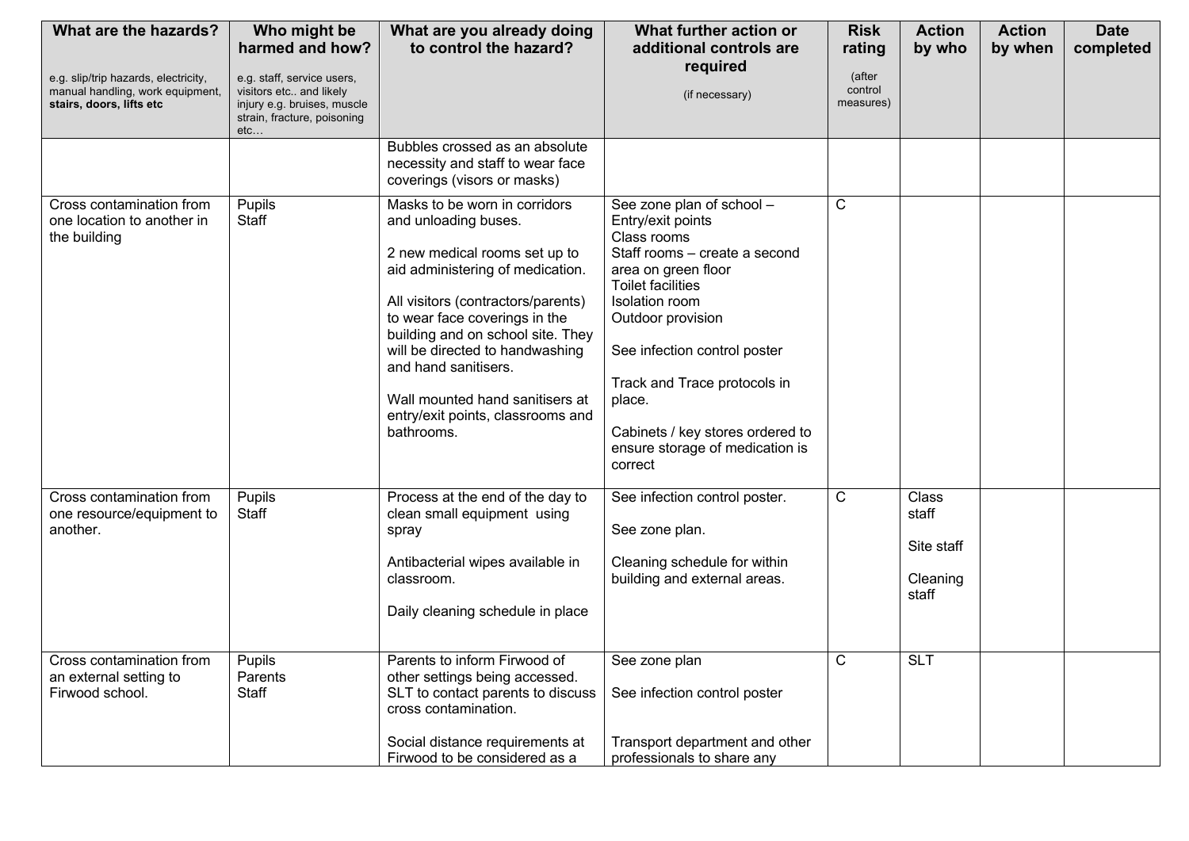| What are the hazards?<br><br>e.g. slip/trip hazards, electricity, manual handling, work equipment, **stairs, doors, lifts etc** | Who might be harmed and how?<br><br>e.g. staff, service users, visitors etc.. and likely injury e.g. bruises, muscle strain, fracture, poisoning etc… | What are you already doing to control the hazard? | What further action or additional controls are required<br><br>(if necessary) | Risk rating<br><br>(after control measures) | Action by who | Action by when | Date completed |
|---|---|---|---|---|---|---|---|
| | | Bubbles crossed as an absolute necessity and staff to wear face coverings (visors or masks) | | | | | |
| Cross contamination from one location to another in the building | Pupils<br>Staff | Masks to be worn in corridors and unloading buses.<br><br>2 new medical rooms set up to aid administering of medication.<br><br>All visitors (contractors/parents) to wear face coverings in the building and on school site. They will be directed to handwashing and hand sanitisers.<br><br>Wall mounted hand sanitisers at entry/exit points, classrooms and bathrooms. | See zone plan of school –<br>Entry/exit points<br>Class rooms<br>Staff rooms – create a second area on green floor<br>Toilet facilities<br>Isolation room<br>Outdoor provision<br><br>See infection control poster<br><br>Track and Trace protocols in place.<br><br>Cabinets / key stores ordered to ensure storage of medication is correct | C | | | |
| Cross contamination from one resource/equipment to another. | Pupils<br>Staff | Process at the end of the day to clean small equipment using spray<br><br>Antibacterial wipes available in classroom.<br><br>Daily cleaning schedule in place | See infection control poster.<br><br>See zone plan.<br><br>Cleaning schedule for within building and external areas. | C | Class staff<br><br>Site staff<br><br>Cleaning staff | | |
| Cross contamination from an external setting to Firwood school. | Pupils<br>Parents<br>Staff | Parents to inform Firwood of other settings being accessed. SLT to contact parents to discuss cross contamination.<br><br>Social distance requirements at Firwood to be considered as a | See zone plan<br><br>See infection control poster<br><br>Transport department and other professionals to share any | C | SLT | | |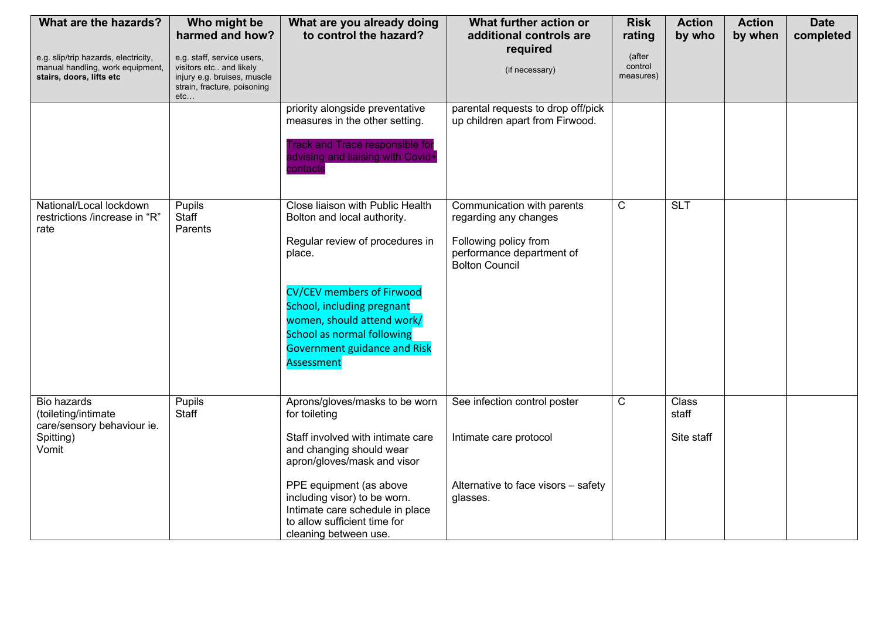| What are the hazards? e.g. slip/trip hazards, electricity, manual handling, work equipment, **stairs, doors, lifts etc** | Who might be harmed and how? e.g. staff, service users, visitors etc.. and likely injury e.g. bruises, muscle strain, fracture, poisoning etc… | What are you already doing to control the hazard? | What further action or additional controls are required (if necessary) | Risk rating (after control measures) | Action by who | Action by when | Date completed |
|---|---|---|---|---|---|---|---|
| | | priority alongside preventative measures in the other setting.<br><br>Track and Trace responsible for advising and liaising with Covid+ contacts | parental requests to drop off/pick up children apart from Firwood. | | | | |
| National/Local lockdown restrictions /increase in "R" rate | Pupils<br>Staff<br>Parents | Close liaison with Public Health Bolton and local authority.<br><br>Regular review of procedures in place.<br><br>CV/CEV members of Firwood School, including pregnant women, should attend work/ School as normal following Government guidance and Risk Assessment | Communication with parents regarding any changes<br><br>Following policy from performance department of Bolton Council | C | SLT | | |
| Bio hazards (toileting/intimate care/sensory behaviour ie. Spitting)<br>Vomit | Pupils<br>Staff | Aprons/gloves/masks to be worn for toileting<br><br>Staff involved with intimate care and changing should wear apron/gloves/mask and visor<br><br>PPE equipment (as above including visor) to be worn. Intimate care schedule in place to allow sufficient time for cleaning between use. | See infection control poster<br><br>Intimate care protocol<br><br>Alternative to face visors – safety glasses. | C | Class staff<br><br>Site staff | | |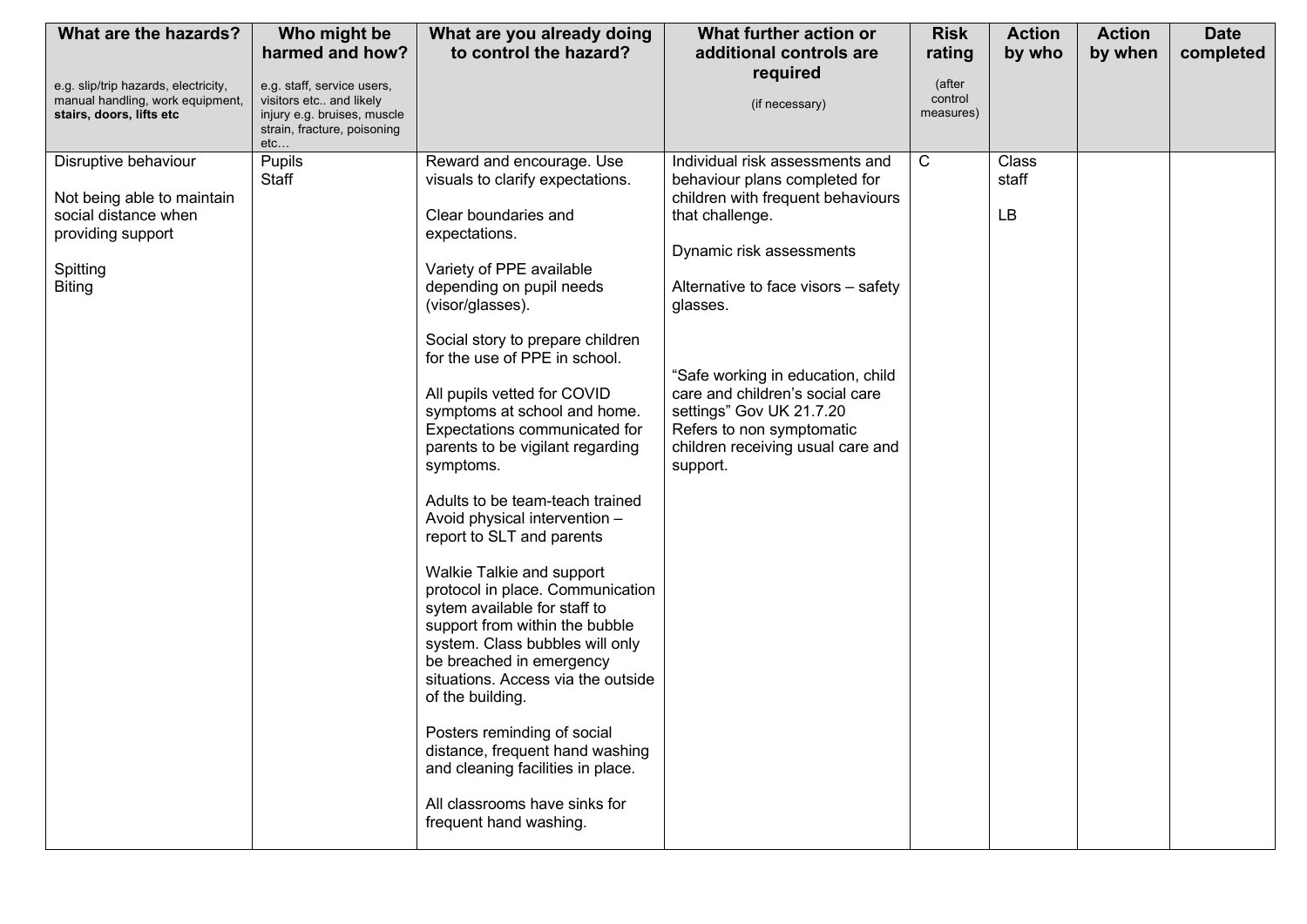| What are the hazards?<br><br>e.g. slip/trip hazards, electricity, manual handling, work equipment, **stairs, doors, lifts etc** | Who might be harmed and how?<br><br>e.g. staff, service users, visitors etc.. and likely injury e.g. bruises, muscle strain, fracture, poisoning etc… | What are you already doing to control the hazard? | What further action or additional controls are required<br><br>(if necessary) | Risk rating<br><br>(after control measures) | Action by who | Action by when | Date completed |
|---|---|---|---|---|---|---|---|
| Disruptive behaviour<br><br>Not being able to maintain social distance when providing support<br><br>Spitting<br>Biting | Pupils<br>Staff | Reward and encourage. Use visuals to clarify expectations.<br><br>Clear boundaries and expectations.<br><br>Variety of PPE available depending on pupil needs (visor/glasses).<br><br>Social story to prepare children for the use of PPE in school.<br><br>All pupils vetted for COVID symptoms at school and home. Expectations communicated for parents to be vigilant regarding symptoms.<br><br>Adults to be team-teach trained<br>Avoid physical intervention – report to SLT and parents<br><br>Walkie Talkie and support protocol in place. Communication sytem available for staff to support from within the bubble system. Class bubbles will only be breached in emergency situations. Access via the outside of the building.<br><br>Posters reminding of social distance, frequent hand washing and cleaning facilities in place.<br><br>All classrooms have sinks for frequent hand washing. | Individual risk assessments and behaviour plans completed for children with frequent behaviours that challenge.<br><br>Dynamic risk assessments<br><br>Alternative to face visors – safety glasses.<br><br>"Safe working in education, child care and children's social care settings" Gov UK 21.7.20<br>Refers to non symptomatic children receiving usual care and support. | C | Class staff<br><br>LB | | |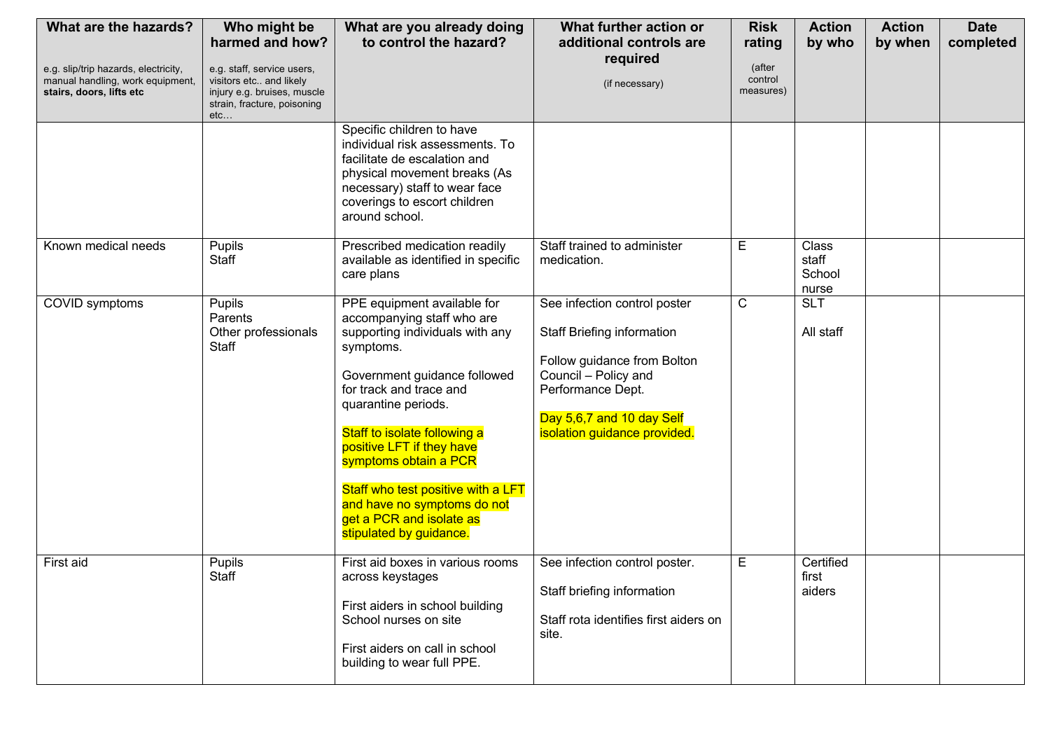| What are the hazards?<br><br>e.g. slip/trip hazards, electricity, manual handling, work equipment, **stairs, doors, lifts etc** | Who might be harmed and how?<br><br>e.g. staff, service users, visitors etc.. and likely injury e.g. bruises, muscle strain, fracture, poisoning etc… | What are you already doing to control the hazard? | What further action or additional controls are required<br><br>(if necessary) | Risk rating<br><br>(after control measures) | Action by who | Action by when | Date completed |
|---|---|---|---|---|---|---|---|
| | | Specific children to have individual risk assessments. To facilitate de escalation and physical movement breaks (As necessary) staff to wear face coverings to escort children around school. | | | | | |
| Known medical needs | Pupils<br>Staff | Prescribed medication readily available as identified in specific care plans | Staff trained to administer medication. | E | Class staff<br>School nurse | | |
| COVID symptoms | Pupils<br>Parents<br>Other professionals<br>Staff | PPE equipment available for accompanying staff who are supporting individuals with any symptoms.<br><br>Government guidance followed for track and trace and quarantine periods.<br><br>Staff to isolate following a positive LFT if they have symptoms obtain a PCR<br><br>Staff who test positive with a LFT and have no symptoms do not get a PCR and isolate as stipulated by guidance. | See infection control poster<br><br>Staff Briefing information<br><br>Follow guidance from Bolton Council – Policy and Performance Dept.<br><br>Day 5,6,7 and 10 day Self isolation guidance provided. | C | SLT<br><br>All staff | | |
| First aid | Pupils<br>Staff | First aid boxes in various rooms across keystages<br><br>First aiders in school building<br>School nurses on site<br><br>First aiders on call in school building to wear full PPE. | See infection control poster.<br><br>Staff briefing information<br><br>Staff rota identifies first aiders on site. | E | Certified first aiders | | |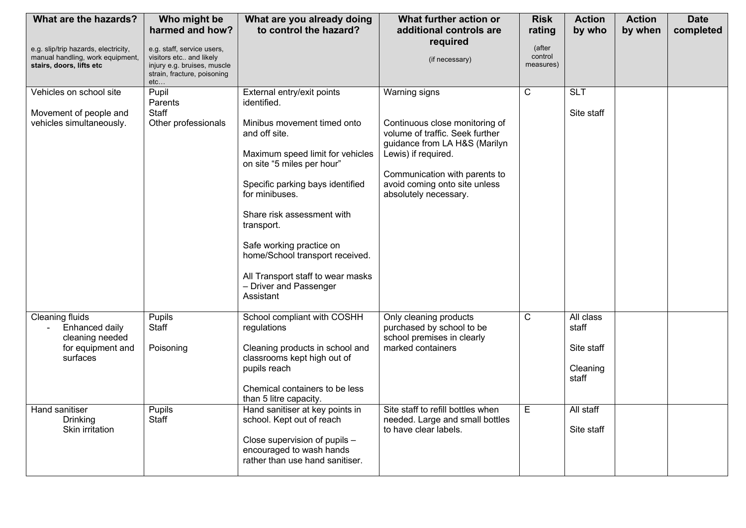| What are the hazards?<br><br>e.g. slip/trip hazards, electricity, manual handling, work equipment, **stairs, doors, lifts etc** | Who might be harmed and how?<br><br>e.g. staff, service users, visitors etc.. and likely injury e.g. bruises, muscle strain, fracture, poisoning etc… | What are you already doing to control the hazard? | What further action or additional controls are required<br><br>(if necessary) | Risk rating<br><br>(after control measures) | Action by who | Action by when | Date completed |
|---|---|---|---|---|---|---|---|
| Vehicles on school site<br><br>Movement of people and vehicles simultaneously. | Pupil<br>Parents<br>Staff<br>Other professionals | External entry/exit points identified.<br><br>Minibus movement timed onto and off site.<br><br>Maximum speed limit for vehicles on site "5 miles per hour"<br><br>Specific parking bays identified for minibuses.<br><br>Share risk assessment with transport.<br><br>Safe working practice on home/School transport received.<br><br>All Transport staff to wear masks – Driver and Passenger Assistant | Warning signs<br><br>Continuous close monitoring of volume of traffic. Seek further guidance from LA H&S (Marilyn Lewis) if required.<br><br>Communication with parents to avoid coming onto site unless absolutely necessary. | C | SLT<br><br>Site staff | | |
| Cleaning fluids<br>- Enhanced daily cleaning needed for equipment and surfaces | Pupils<br>Staff<br><br>Poisoning | School compliant with COSHH regulations<br><br>Cleaning products in school and classrooms kept high out of pupils reach<br><br>Chemical containers to be less than 5 litre capacity. | Only cleaning products purchased by school to be school premises in clearly marked containers | C | All class staff<br><br>Site staff<br><br>Cleaning staff | | |
| Hand sanitiser<br>Drinking<br>Skin irritation | Pupils<br>Staff | Hand sanitiser at key points in school. Kept out of reach<br><br>Close supervision of pupils – encouraged to wash hands rather than use hand sanitiser. | Site staff to refill bottles when needed. Large and small bottles to have clear labels. | E | All staff<br><br>Site staff | | |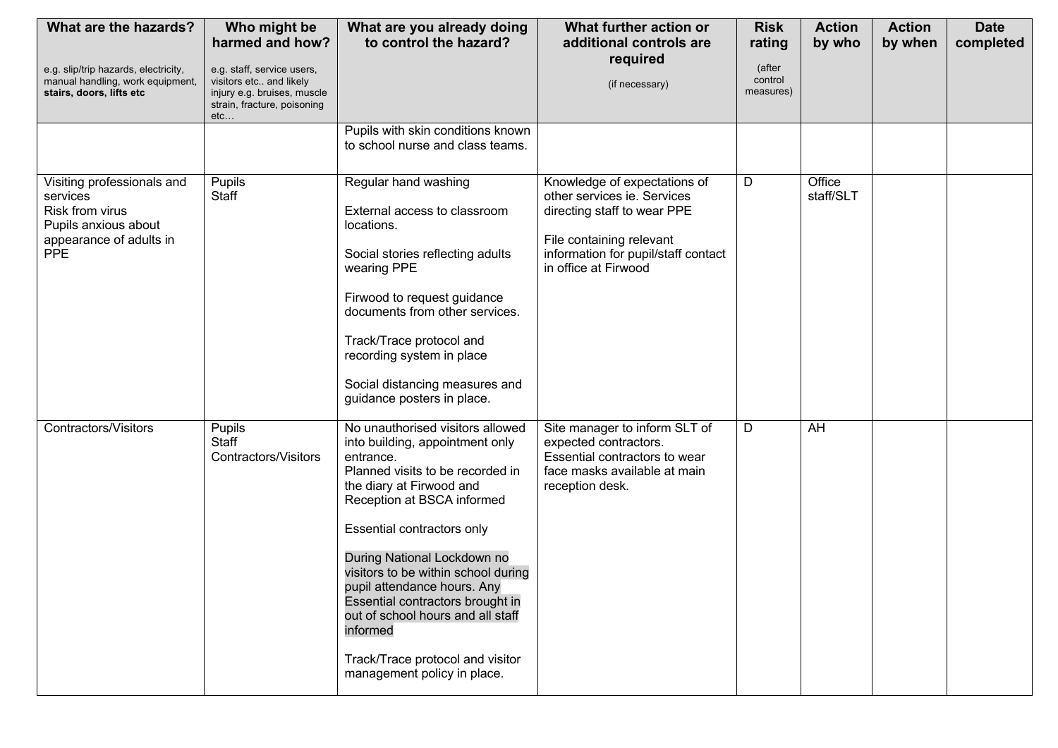| What are the hazards?<br><br>e.g. slip/trip hazards, electricity, manual handling, work equipment, **stairs, doors, lifts etc** | Who might be harmed and how?<br><br>e.g. staff, service users, visitors etc.. and likely injury e.g. bruises, muscle strain, fracture, poisoning etc… | What are you already doing to control the hazard? | What further action or additional controls are required<br><br>(if necessary) | Risk rating<br><br>(after control measures) | Action by who | Action by when | Date completed |
|---|---|---|---|---|---|---|---|
| | | Pupils with skin conditions known to school nurse and class teams. | | | | | |
| Visiting professionals and services<br>Risk from virus<br>Pupils anxious about appearance of adults in PPE | Pupils<br>Staff | Regular hand washing<br><br>External access to classroom locations.<br><br>Social stories reflecting adults wearing PPE<br><br>Firwood to request guidance documents from other services.<br><br>Track/Trace protocol and recording system in place<br><br>Social distancing measures and guidance posters in place. | Knowledge of expectations of other services ie. Services directing staff to wear PPE<br><br>File containing relevant information for pupil/staff contact in office at Firwood | D | Office staff/SLT | | |
| Contractors/Visitors | Pupils<br>Staff<br>Contractors/Visitors | No unauthorised visitors allowed into building, appointment only entrance.<br>Planned visits to be recorded in the diary at Firwood and Reception at BSCA informed<br><br>Essential contractors only<br><br>During National Lockdown no visitors to be within school during pupil attendance hours. Any Essential contractors brought in out of school hours and all staff informed<br><br>Track/Trace protocol and visitor management policy in place. | Site manager to inform SLT of expected contractors.<br>Essential contractors to wear face masks available at main reception desk. | D | AH | | |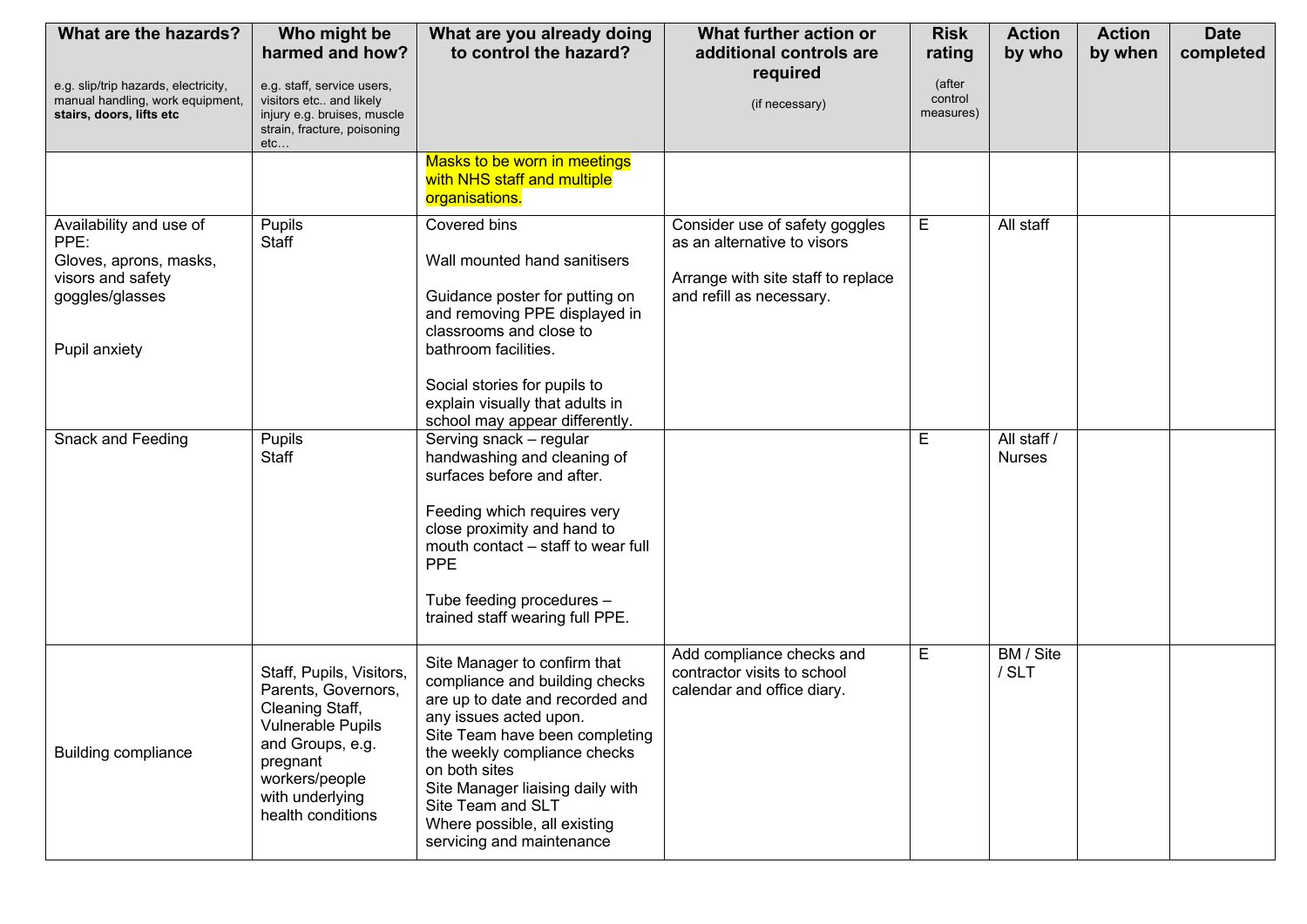| What are the hazards?<br><br>e.g. slip/trip hazards, electricity, manual handling, work equipment, **stairs, doors, lifts etc** | Who might be harmed and how?<br><br>e.g. staff, service users, visitors etc.. and likely injury e.g. bruises, muscle strain, fracture, poisoning etc… | What are you already doing to control the hazard? | What further action or additional controls are required<br><br>(if necessary) | Risk rating<br><br>(after control measures) | Action by who | Action by when | Date completed |
|---|---|---|---|---|---|---|---|
| | | Masks to be worn in meetings with NHS staff and multiple organisations. | | | | | |
| Availability and use of PPE:<br>Gloves, aprons, masks, visors and safety goggles/glasses<br><br>Pupil anxiety | Pupils<br>Staff | Covered bins<br><br>Wall mounted hand sanitisers<br><br>Guidance poster for putting on and removing PPE displayed in classrooms and close to bathroom facilities.<br><br>Social stories for pupils to explain visually that adults in school may appear differently. | Consider use of safety goggles as an alternative to visors<br><br>Arrange with site staff to replace and refill as necessary. | E | All staff | | |
| Snack and Feeding | Pupils<br>Staff | Serving snack – regular handwashing and cleaning of surfaces before and after.<br><br>Feeding which requires very close proximity and hand to mouth contact – staff to wear full PPE<br><br>Tube feeding procedures – trained staff wearing full PPE. | | E | All staff / Nurses | | |
| Building compliance | Staff, Pupils, Visitors, Parents, Governors, Cleaning Staff, Vulnerable Pupils and Groups, e.g. pregnant workers/people with underlying health conditions | Site Manager to confirm that compliance and building checks are up to date and recorded and any issues acted upon.<br>Site Team have been completing the weekly compliance checks on both sites<br>Site Manager liaising daily with Site Team and SLT<br>Where possible, all existing servicing and maintenance | Add compliance checks and contractor visits to school calendar and office diary. | E | BM / Site / SLT | | |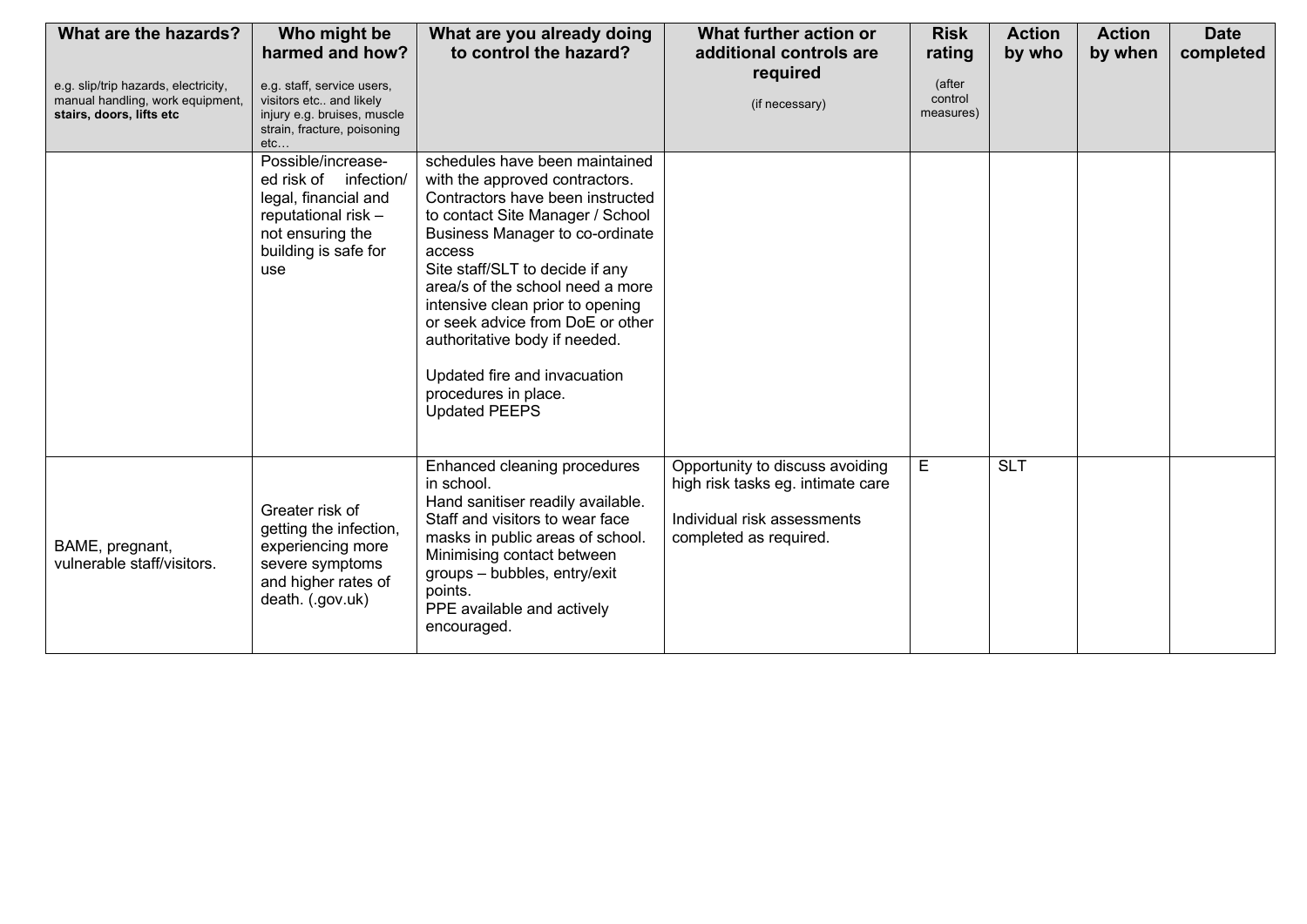| What are the hazards?<br><br>e.g. slip/trip hazards, electricity, manual handling, work equipment, **stairs, doors, lifts etc** | Who might be harmed and how?<br><br>e.g. staff, service users, visitors etc.. and likely injury e.g. bruises, muscle strain, fracture, poisoning etc… | What are you already doing to control the hazard? | What further action or additional controls are required<br><br>(if necessary) | Risk rating<br><br>(after control measures) | Action by who | Action by when | Date completed |
|---|---|---|---|---|---|---|---|
| | Possible/increase-ed risk of infection/ legal, financial and reputational risk – not ensuring the building is safe for use | schedules have been maintained with the approved contractors.<br>Contractors have been instructed to contact Site Manager / School Business Manager to co-ordinate access<br>Site staff/SLT to decide if any area/s of the school need a more intensive clean prior to opening or seek advice from DoE or other authoritative body if needed.<br><br>Updated fire and invacuation procedures in place.<br>Updated PEEPS | | | | | |
| BAME, pregnant, vulnerable staff/visitors. | Greater risk of getting the infection, experiencing more severe symptoms and higher rates of death. (.gov.uk) | Enhanced cleaning procedures in school.<br>Hand sanitiser readily available.<br>Staff and visitors to wear face masks in public areas of school.<br>Minimising contact between groups – bubbles, entry/exit points.<br>PPE available and actively encouraged. | Opportunity to discuss avoiding high risk tasks eg. intimate care<br><br>Individual risk assessments completed as required. | E | SLT | | |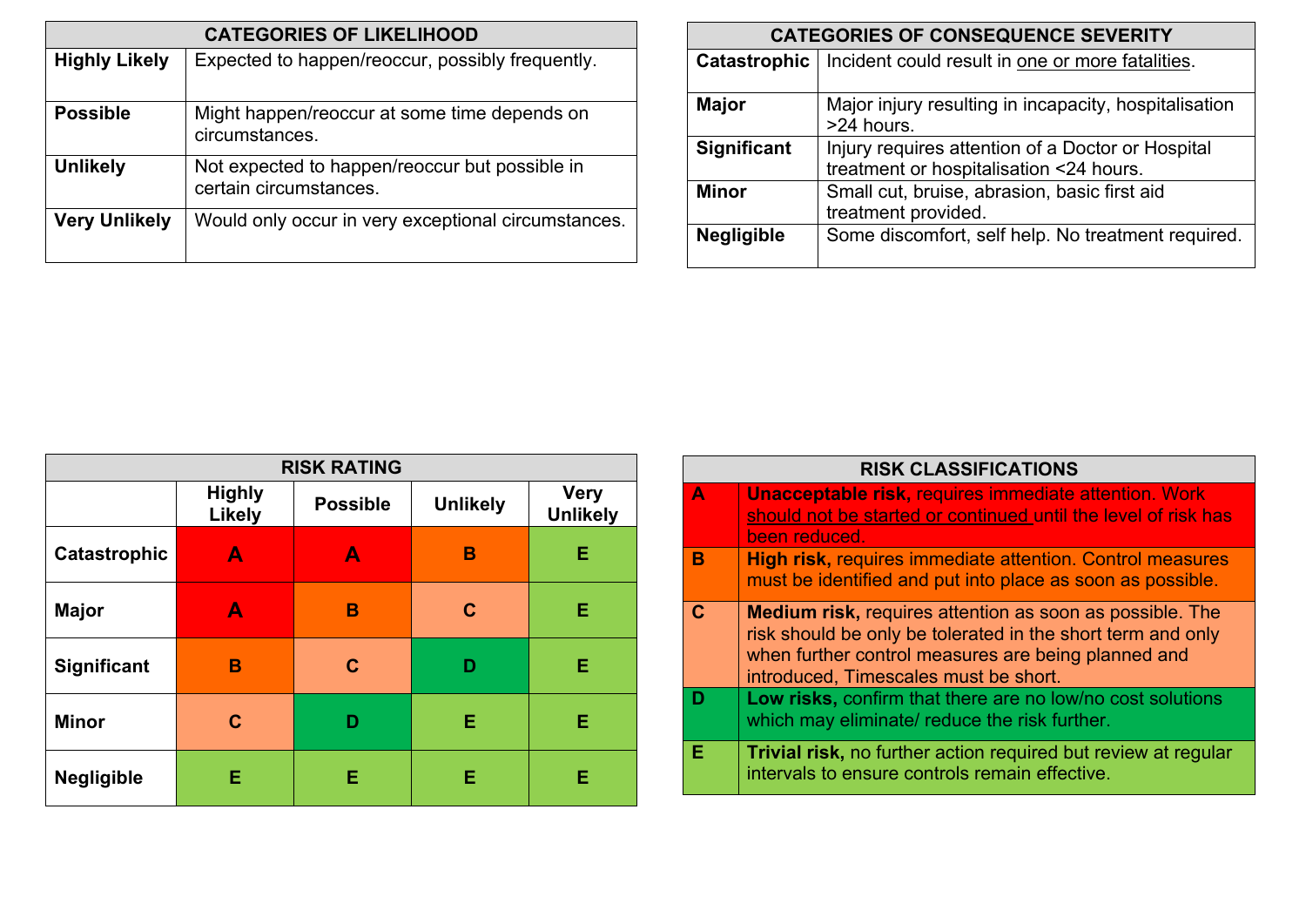| CATEGORIES OF LIKELIHOOD | |
|---|---|
| **Highly Likely** | Expected to happen/reoccur, possibly frequently. |
| **Possible** | Might happen/reoccur at some time depends on circumstances. |
| **Unlikely** | Not expected to happen/reoccur but possible in certain circumstances. |
| **Very Unlikely** | Would only occur in very exceptional circumstances. |

| CATEGORIES OF CONSEQUENCE SEVERITY | |
|---|---|
| **Catastrophic** | Incident could result in one or more fatalities. |
| **Major** | Major injury resulting in incapacity, hospitalisation >24 hours. |
| **Significant** | Injury requires attention of a Doctor or Hospital treatment or hospitalisation <24 hours. |
| **Minor** | Small cut, bruise, abrasion, basic first aid treatment provided. |
| **Negligible** | Some discomfort, self help. No treatment required. |

| RISK RATING | Highly Likely | Possible | Unlikely | Very Unlikely |
|---|---|---|---|---|
| **Catastrophic** | A | A | B | E |
| **Major** | A | B | C | E |
| **Significant** | B | C | D | E |
| **Minor** | C | D | E | E |
| **Negligible** | E | E | E | E |

| RISK CLASSIFICATIONS | |
|---|---|
| **A** | **Unacceptable risk,** requires immediate attention. Work should not be started or continued until the level of risk has been reduced. |
| **B** | **High risk,** requires immediate attention. Control measures must be identified and put into place as soon as possible. |
| **C** | **Medium risk,** requires attention as soon as possible. The risk should be only be tolerated in the short term and only when further control measures are being planned and introduced, Timescales must be short. |
| **D** | **Low risks,** confirm that there are no low/no cost solutions which may eliminate/ reduce the risk further. |
| **E** | **Trivial risk,** no further action required but review at regular intervals to ensure controls remain effective. |